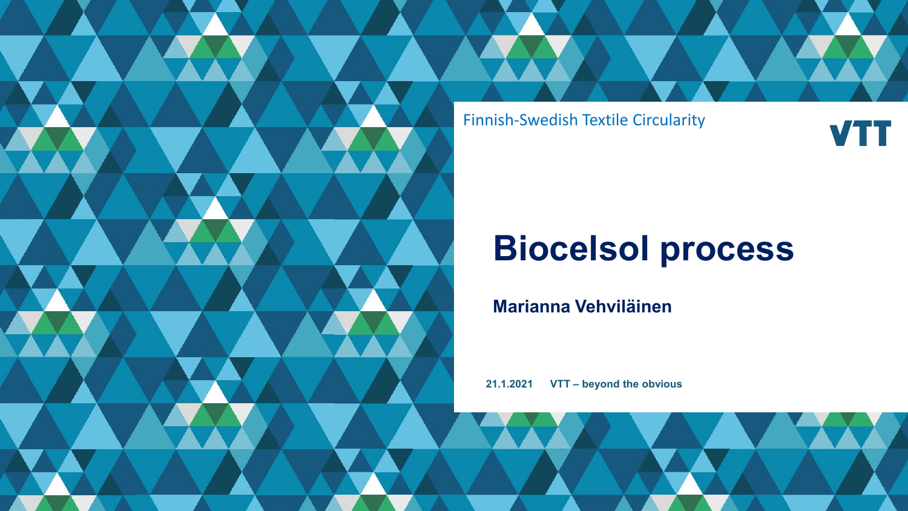Finnish-Swedish Textile Circularity

VTT

# Biocelsol process

**Marianna Vehviläinen**

**21.1.2021 VTT – beyond the obvious**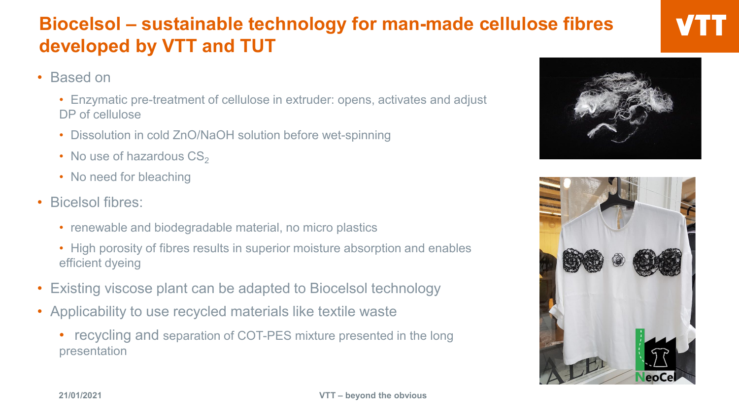# Biocelsol – sustainable technology for man-made cellulose fibres developed by VTT and TUT

- Based on
  - Enzymatic pre-treatment of cellulose in extruder: opens, activates and adjust DP of cellulose
  - Dissolution in cold ZnO/NaOH solution before wet-spinning
  - No use of hazardous $CS_2$
  - No need for bleaching
- Bicelsol fibres:
  - renewable and biodegradable material, no micro plastics
  - High porosity of fibres results in superior moisture absorption and enables efficient dyeing
- Existing viscose plant can be adapted to Biocelsol technology
- Applicability to use recycled materials like textile waste
  - recycling and separation of COT-PES mixture presented in the long presentation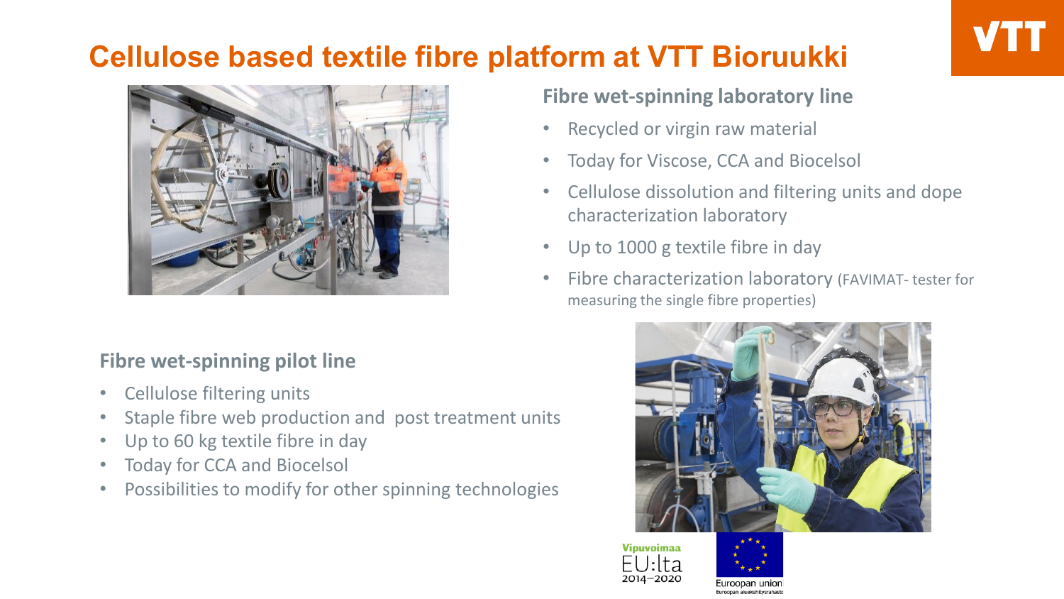# Cellulose based textile fibre platform at VTT Bioruukki

## Fibre wet-spinning laboratory line

- Recycled or virgin raw material
- Today for Viscose, CCA and Biocelsol
- Cellulose dissolution and filtering units and dope characterization laboratory
- Up to 1000 g textile fibre in day
- Fibre characterization laboratory (FAVIMAT- tester for measuring the single fibre properties)

## Fibre wet-spinning pilot line

- Cellulose filtering units
- Staple fibre web production and post treatment units
- Up to 60 kg textile fibre in day
- Today for CCA and Biocelsol
- Possibilities to modify for other spinning technologies

Vipuvoimaa EU:lta 2014–2020

Euroopan unioni
Euroopan aluekehitysrahasto